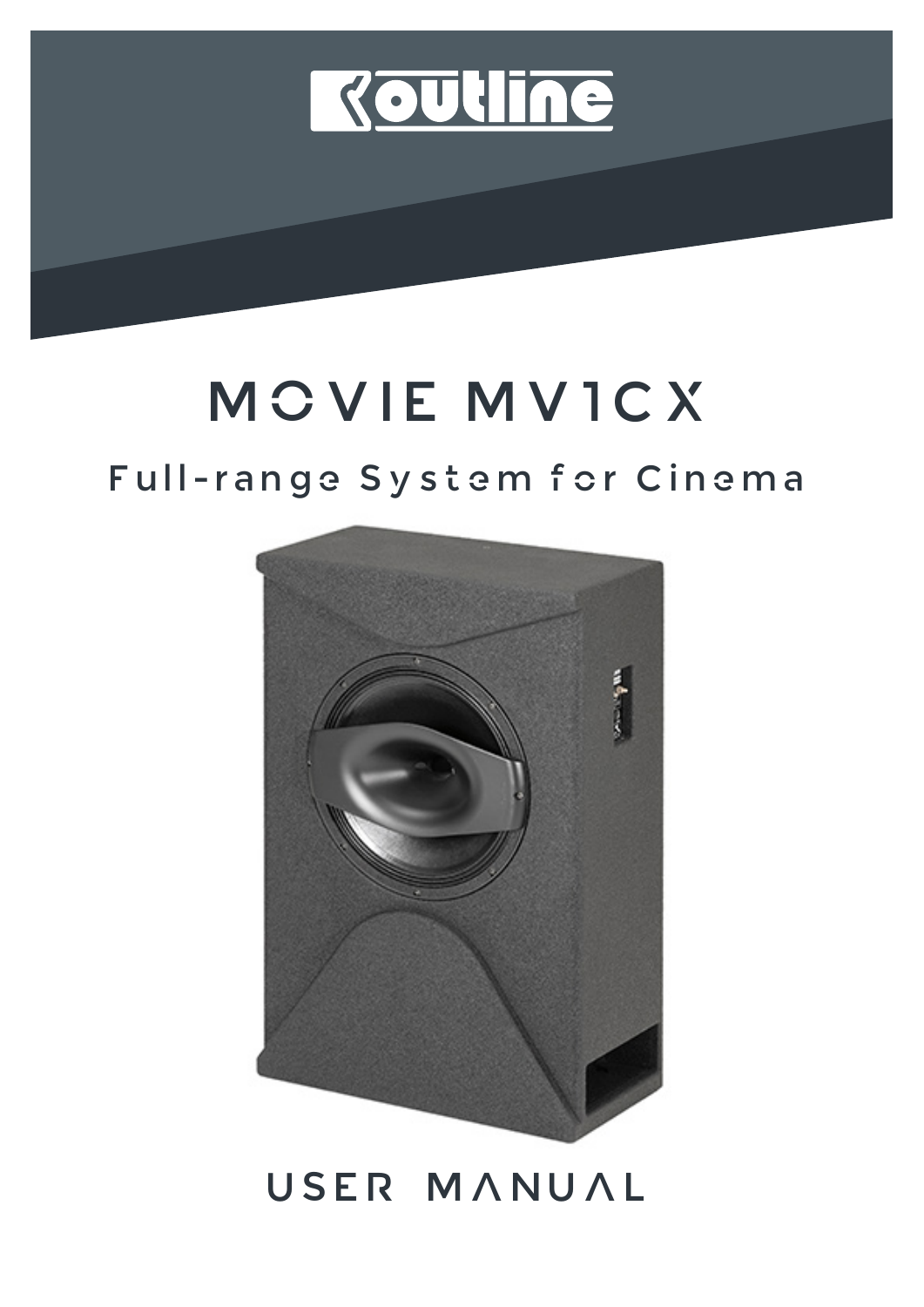outline

# MOVIE MV1CX

## Full-range System for Cinema

# USER MANUAL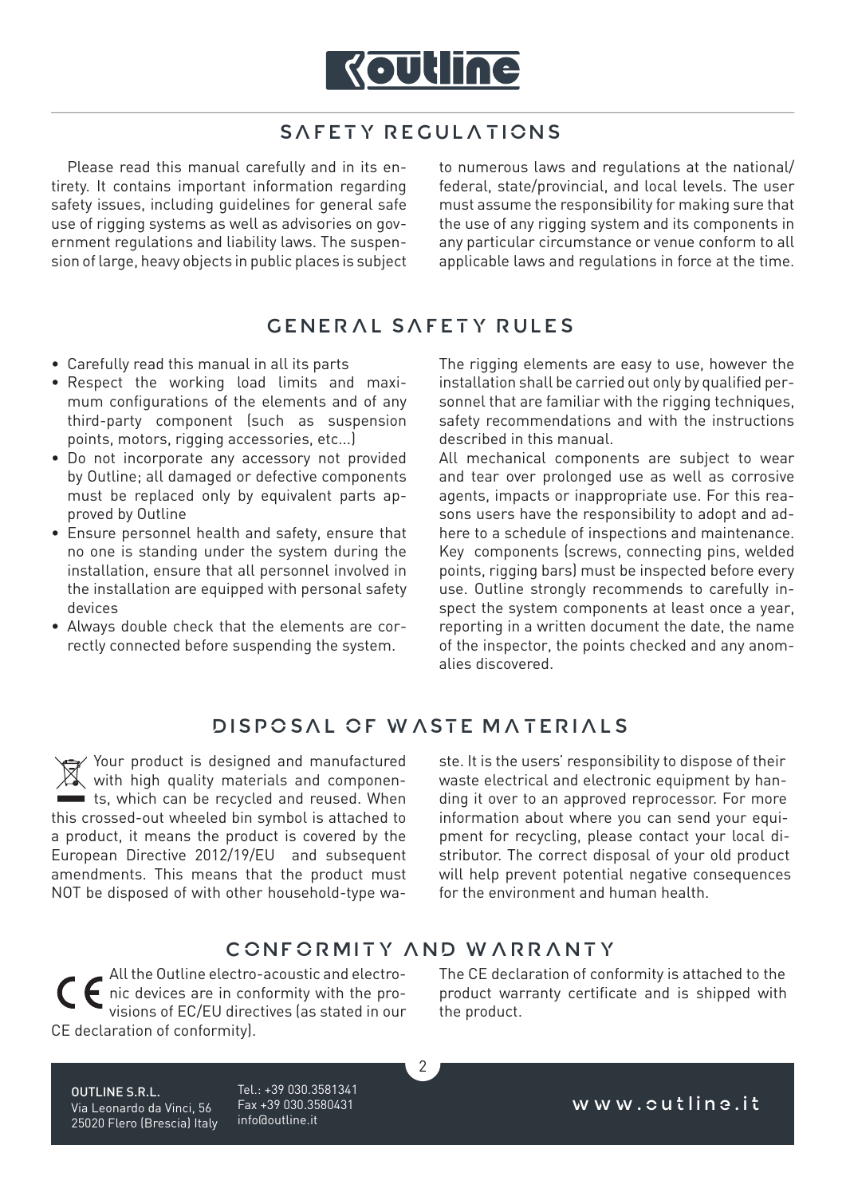## SAFETY REGULATIONS

Please read this manual carefully and in its entirety. It contains important information regarding safety issues, including guidelines for general safe use of rigging systems as well as advisories on government regulations and liability laws. The suspension of large, heavy objects in public places is subject to numerous laws and regulations at the national/federal, state/provincial, and local levels. The user must assume the responsibility for making sure that the use of any rigging system and its components in any particular circumstance or venue conform to all applicable laws and regulations in force at the time.

## GENERAL SAFETY RULES

- Carefully read this manual in all its parts
- Respect the working load limits and maximum configurations of the elements and of any third-party component (such as suspension points, motors, rigging accessories, etc...)
- Do not incorporate any accessory not provided by Outline; all damaged or defective components must be replaced only by equivalent parts approved by Outline
- Ensure personnel health and safety, ensure that no one is standing under the system during the installation, ensure that all personnel involved in the installation are equipped with personal safety devices
- Always double check that the elements are correctly connected before suspending the system.

The rigging elements are easy to use, however the installation shall be carried out only by qualified personnel that are familiar with the rigging techniques, safety recommendations and with the instructions described in this manual.

All mechanical components are subject to wear and tear over prolonged use as well as corrosive agents, impacts or inappropriate use. For this reasons users have the responsibility to adopt and adhere to a schedule of inspections and maintenance. Key components (screws, connecting pins, welded points, rigging bars) must be inspected before every use. Outline strongly recommends to carefully inspect the system components at least once a year, reporting in a written document the date, the name of the inspector, the points checked and any anomalies discovered.

## DISPOSAL OF WASTE MATERIALS

Your product is designed and manufactured with high quality materials and components, which can be recycled and reused. When this crossed-out wheeled bin symbol is attached to a product, it means the product is covered by the European Directive 2012/19/EU and subsequent amendments. This means that the product must NOT be disposed of with other household-type waste. It is the users' responsibility to dispose of their waste electrical and electronic equipment by handing it over to an approved reprocessor. For more information about where you can send your equipment for recycling, please contact your local distributor. The correct disposal of your old product will help prevent potential negative consequences for the environment and human health.

## CONFORMITY AND WARRANTY

All the Outline electro-acoustic and electronic devices are in conformity with the provisions of EC/EU directives (as stated in our CE declaration of conformity). The CE declaration of conformity is attached to the product warranty certificate and is shipped with the product.

OUTLINE S.R.L.
Via Leonardo da Vinci, 56
25020 Flero (Brescia) Italy

Tel.: +39 030.3581341
Fax +39 030.3580431
info@outline.it

www.outline.it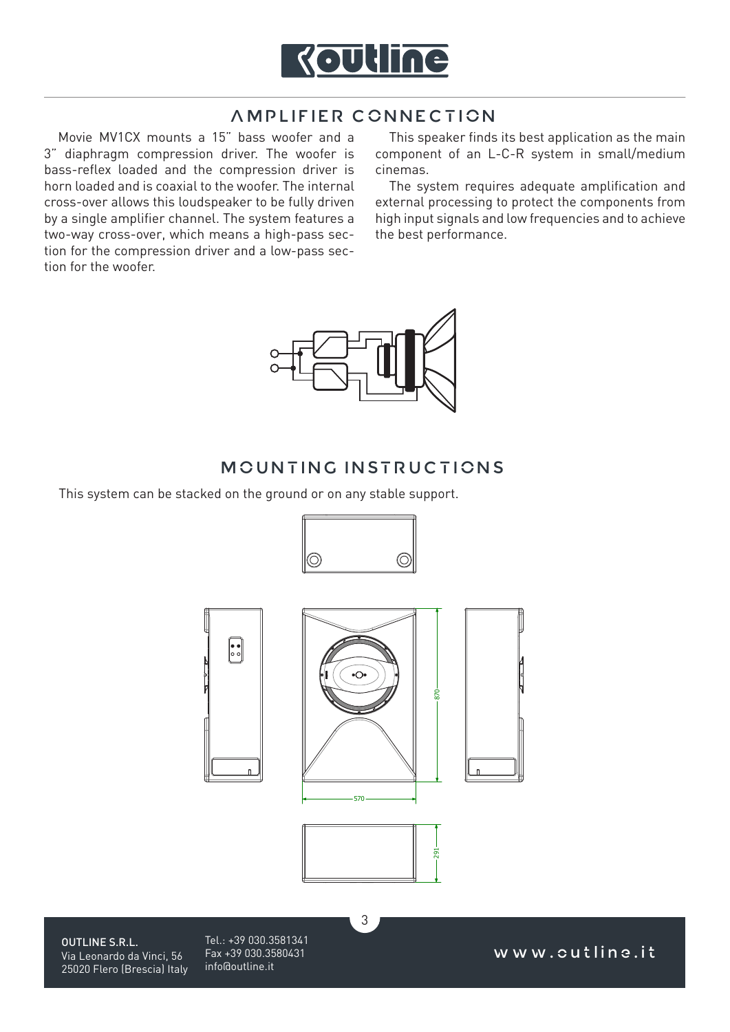## AMPLIFIER CONNECTION

Movie MV1CX mounts a 15" bass woofer and a 3" diaphragm compression driver. The woofer is bass-reflex loaded and the compression driver is horn loaded and is coaxial to the woofer. The internal cross-over allows this loudspeaker to be fully driven by a single amplifier channel. The system features a two-way cross-over, which means a high-pass section for the compression driver and a low-pass section for the woofer.

This speaker finds its best application as the main component of an L-C-R system in small/medium cinemas.

The system requires adequate amplification and external processing to protect the components from high input signals and low frequencies and to achieve the best performance.

## MOUNTING INSTRUCTIONS

This system can be stacked on the ground or on any stable support.

870

570

291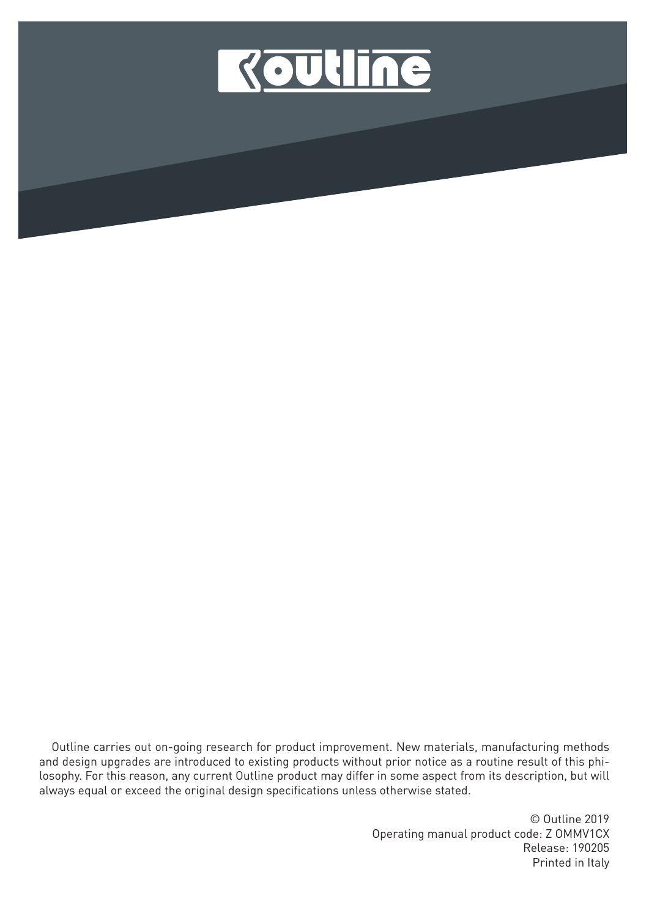Outline carries out on-going research for product improvement. New materials, manufacturing methods and design upgrades are introduced to existing products without prior notice as a routine result of this philosophy. For this reason, any current Outline product may differ in some aspect from its description, but will always equal or exceed the original design specifications unless otherwise stated.

© Outline 2019
Operating manual product code: Z OMMV1CX
Release: 190205
Printed in Italy